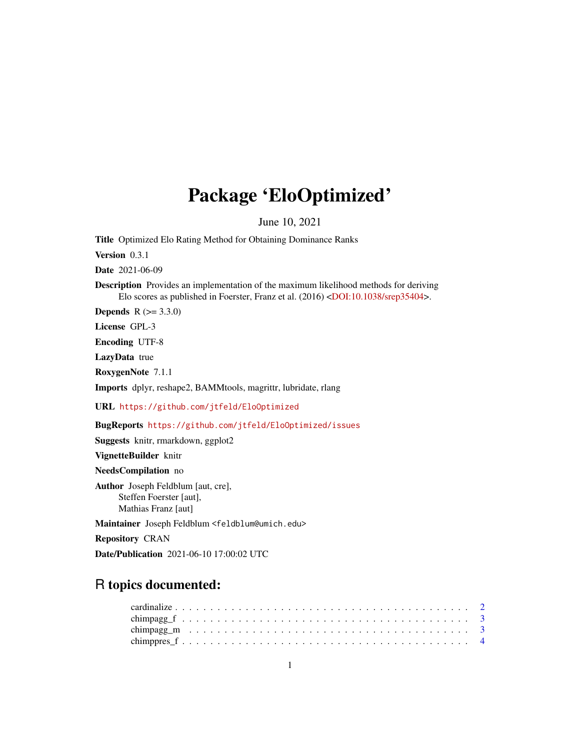# Package 'EloOptimized'

June 10, 2021

**Title** Optimized Elo Rating Method for Obtaining Dominance Ranks

**Version** 0.3.1

**Date** 2021-06-09

**Description** Provides an implementation of the maximum likelihood methods for deriving Elo scores as published in Foerster, Franz et al. (2016) <DOI:10.1038/srep35404>.

**Depends** R (>= 3.3.0)

**License** GPL-3

**Encoding** UTF-8

**LazyData** true

**RoxygenNote** 7.1.1

**Imports** dplyr, reshape2, BAMMtools, magrittr, lubridate, rlang

**URL** https://github.com/jtfeld/EloOptimized

**BugReports** https://github.com/jtfeld/EloOptimized/issues

**Suggests** knitr, rmarkdown, ggplot2

**VignetteBuilder** knitr

**NeedsCompilation** no

**Author** Joseph Feldblum [aut, cre],
Steffen Foerster [aut],
Mathias Franz [aut]

**Maintainer** Joseph Feldblum <feldblum@umich.edu>

**Repository** CRAN

**Date/Publication** 2021-06-10 17:00:02 UTC

## R topics documented:

- cardinalize . . . . . . . . . . . . . . . . . . . . . . . . . . . . . . . . . . . . . . . . 2
- chimpagg_f . . . . . . . . . . . . . . . . . . . . . . . . . . . . . . . . . . . . . . . . 3
- chimpagg_m . . . . . . . . . . . . . . . . . . . . . . . . . . . . . . . . . . . . . . . . 3
- chimppres_f . . . . . . . . . . . . . . . . . . . . . . . . . . . . . . . . . . . . . . . . 4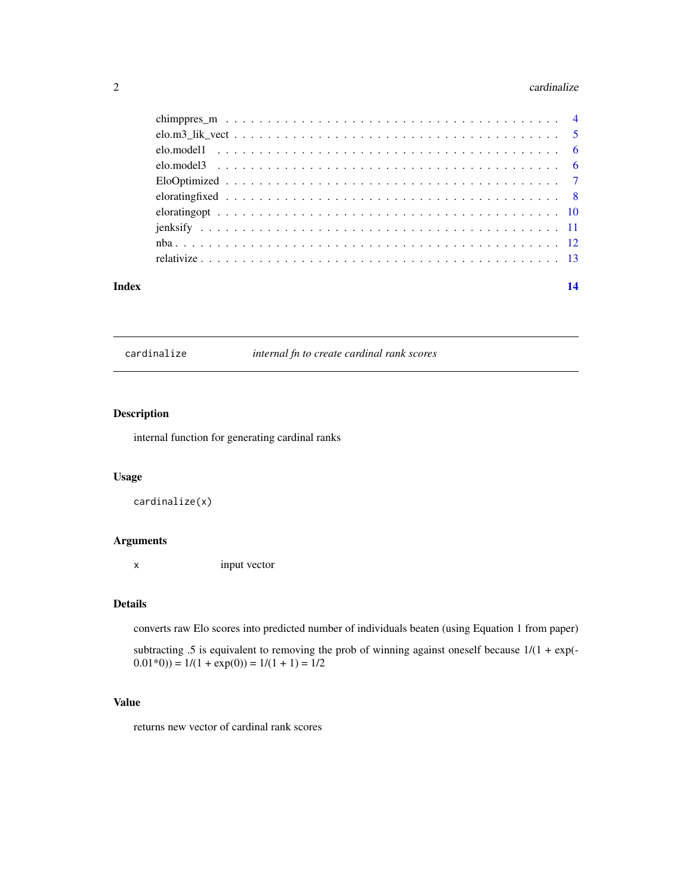| | |
|---|---|
| chimppres_m | 4 |
| elo.m3_lik_vect | 5 |
| elo.model1 | 6 |
| elo.model3 | 6 |
| EloOptimized | 7 |
| eloratingfixed | 8 |
| eloratingopt | 10 |
| jenksify | 11 |
| nba | 12 |
| relativize | 13 |

**Index** **14**

---

`cardinalize` *internal fn to create cardinal rank scores*

---

## Description

internal function for generating cardinal ranks

## Usage

```
cardinalize(x)
```

## Arguments

`x` input vector

## Details

converts raw Elo scores into predicted number of individuals beaten (using Equation 1 from paper)

subtracting .5 is equivalent to removing the prob of winning against oneself because $1/(1 + \exp(-0.01*0)) = 1/(1 + \exp(0)) = 1/(1 + 1) = 1/2$

## Value

returns new vector of cardinal rank scores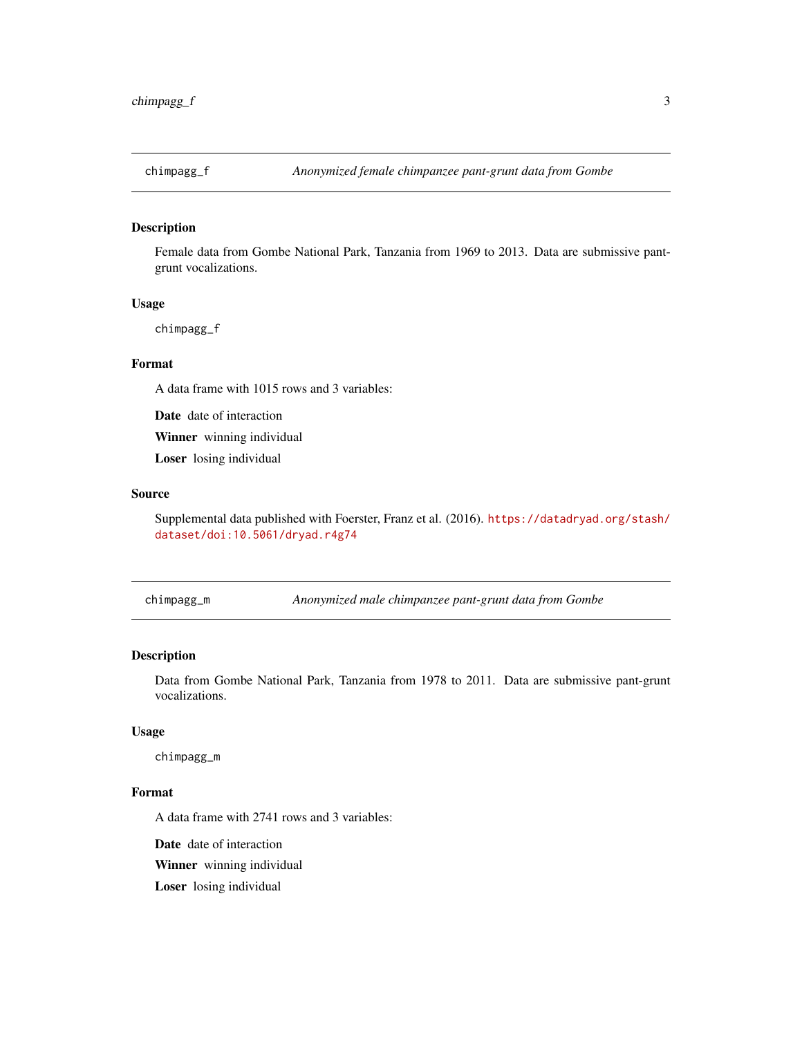## chimpagg_f — *Anonymized female chimpanzee pant-grunt data from Gombe*

### Description

Female data from Gombe National Park, Tanzania from 1969 to 2013. Data are submissive pant-grunt vocalizations.

### Usage

```
chimpagg_f
```

### Format

A data frame with 1015 rows and 3 variables:

**Date** date of interaction

**Winner** winning individual

**Loser** losing individual

### Source

Supplemental data published with Foerster, Franz et al. (2016). https://datadryad.org/stash/dataset/doi:10.5061/dryad.r4g74

## chimpagg_m — *Anonymized male chimpanzee pant-grunt data from Gombe*

### Description

Data from Gombe National Park, Tanzania from 1978 to 2011. Data are submissive pant-grunt vocalizations.

### Usage

```
chimpagg_m
```

### Format

A data frame with 2741 rows and 3 variables:

**Date** date of interaction

**Winner** winning individual

**Loser** losing individual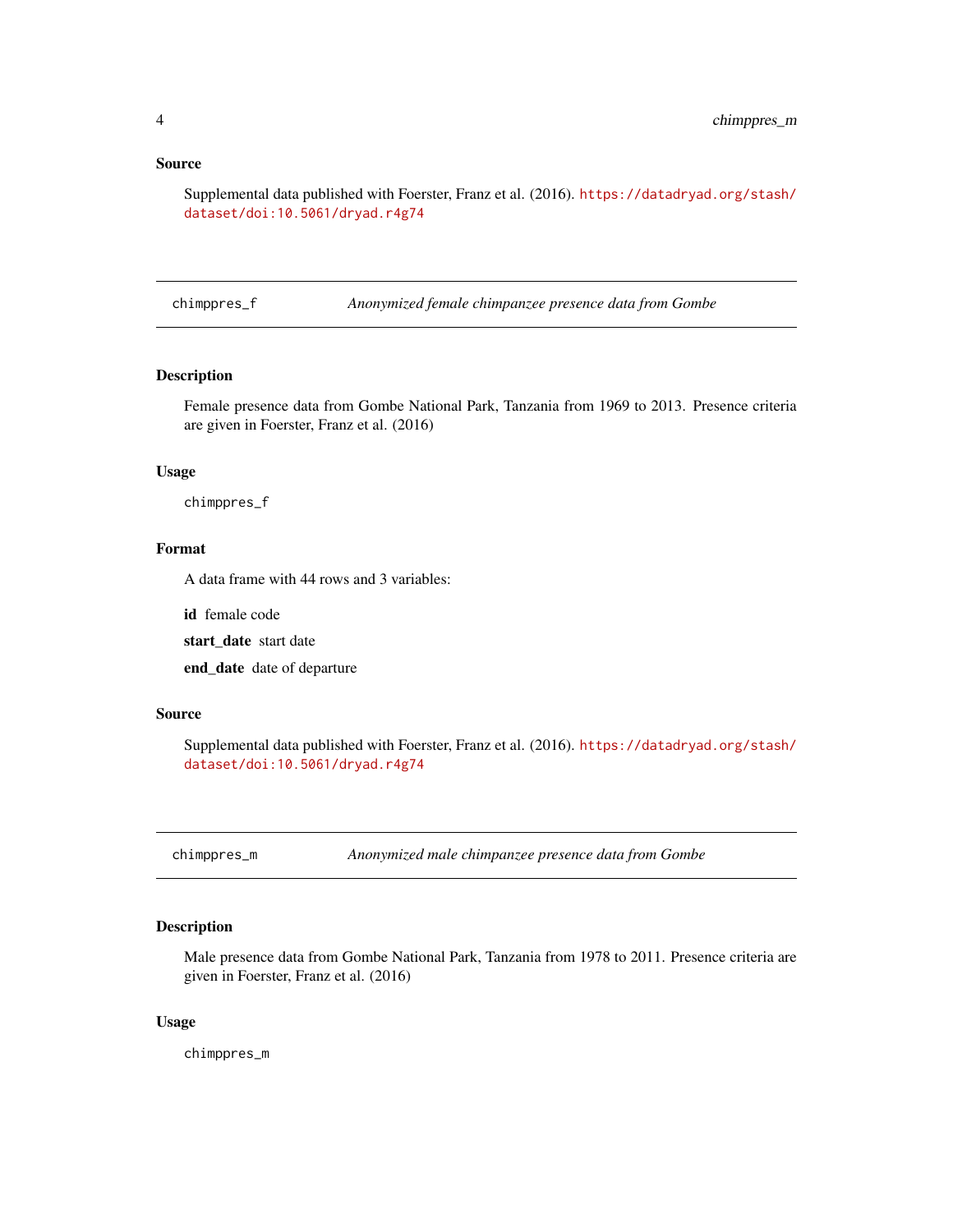### Source

Supplemental data published with Foerster, Franz et al. (2016). https://datadryad.org/stash/dataset/doi:10.5061/dryad.r4g74

---

## chimppres_f — *Anonymized female chimpanzee presence data from Gombe*

### Description

Female presence data from Gombe National Park, Tanzania from 1969 to 2013. Presence criteria are given in Foerster, Franz et al. (2016)

### Usage

```
chimppres_f
```

### Format

A data frame with 44 rows and 3 variables:

**id** female code

**start_date** start date

**end_date** date of departure

### Source

Supplemental data published with Foerster, Franz et al. (2016). https://datadryad.org/stash/dataset/doi:10.5061/dryad.r4g74

---

## chimppres_m — *Anonymized male chimpanzee presence data from Gombe*

### Description

Male presence data from Gombe National Park, Tanzania from 1978 to 2011. Presence criteria are given in Foerster, Franz et al. (2016)

### Usage

```
chimppres_m
```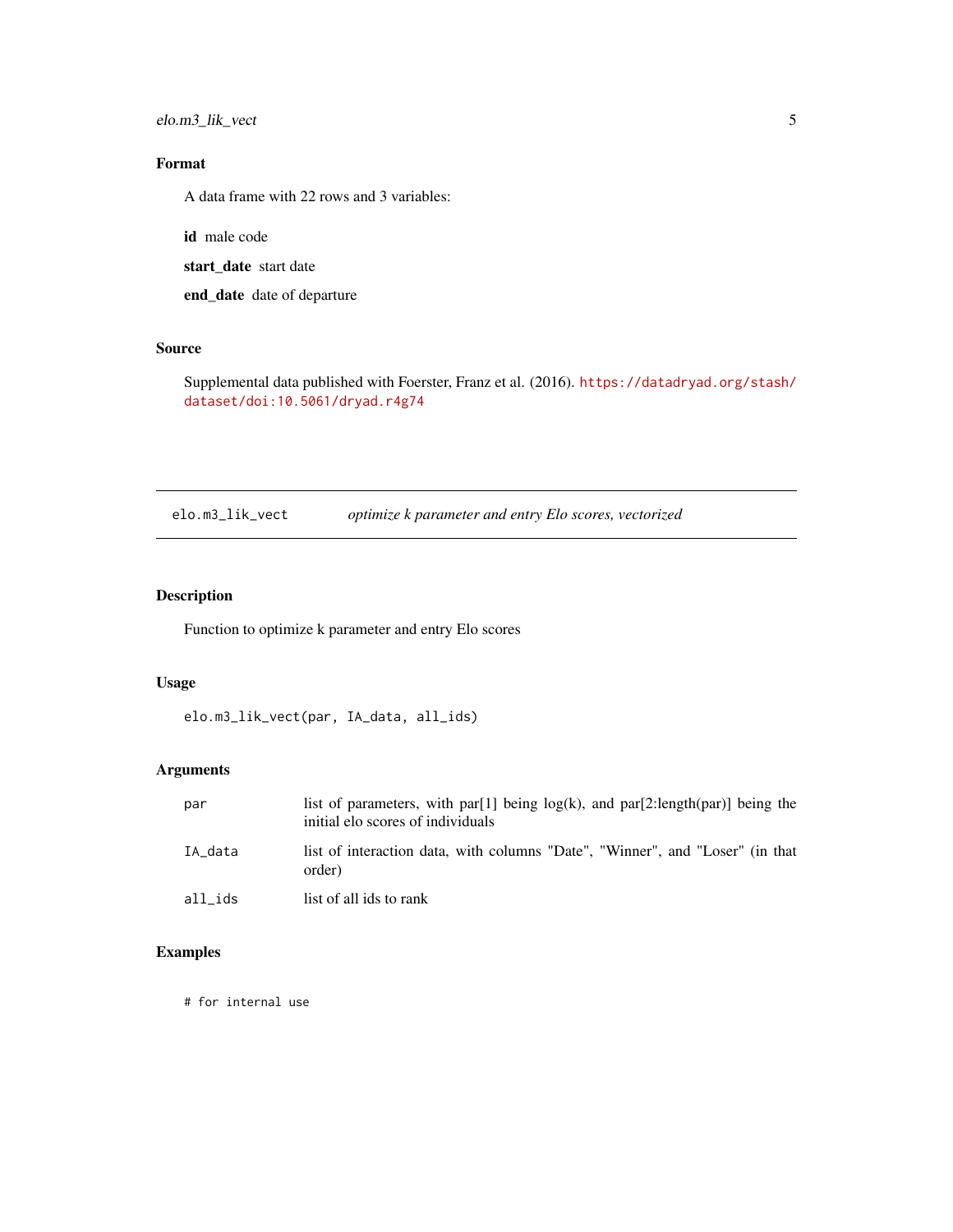### Format

A data frame with 22 rows and 3 variables:

**id** male code

**start_date** start date

**end_date** date of departure

### Source

Supplemental data published with Foerster, Franz et al. (2016). https://datadryad.org/stash/dataset/doi:10.5061/dryad.r4g74

---

## elo.m3_lik_vect — *optimize k parameter and entry Elo scores, vectorized*

---

### Description

Function to optimize k parameter and entry Elo scores

### Usage

```
elo.m3_lik_vect(par, IA_data, all_ids)
```

### Arguments

| | |
|---|---|
| par | list of parameters, with par[1] being log(k), and par[2:length(par)] being the initial elo scores of individuals |
| IA_data | list of interaction data, with columns "Date", "Winner", and "Loser" (in that order) |
| all_ids | list of all ids to rank |

### Examples

```
# for internal use
```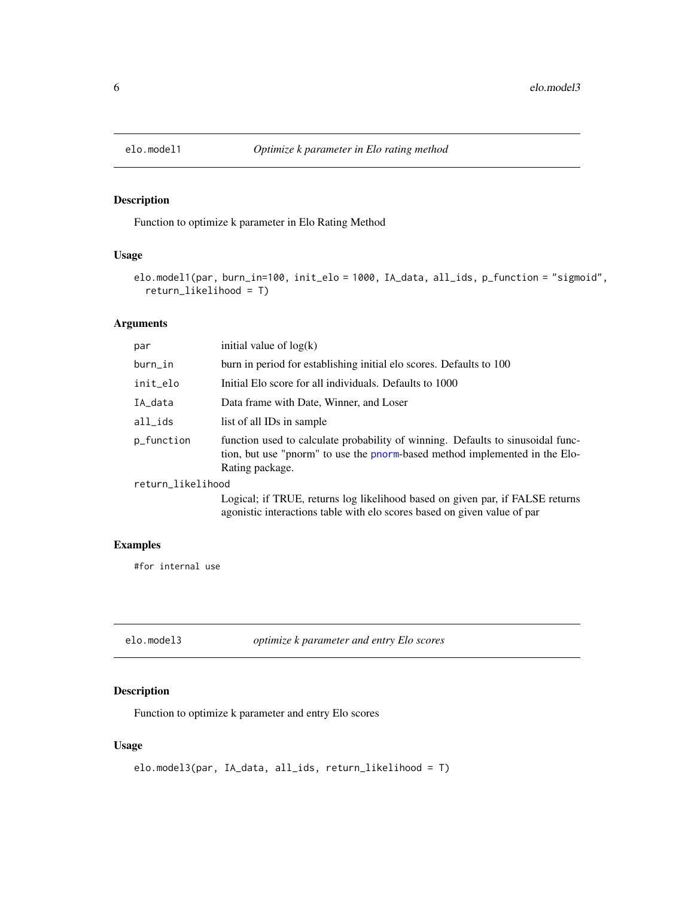## elo.model1 — *Optimize k parameter in Elo rating method*

### Description

Function to optimize k parameter in Elo Rating Method

### Usage

```
elo.model1(par, burn_in=100, init_elo = 1000, IA_data, all_ids, p_function = "sigmoid",
  return_likelihood = T)
```

### Arguments

| | |
|---|---|
| par | initial value of log(k) |
| burn_in | burn in period for establishing initial elo scores. Defaults to 100 |
| init_elo | Initial Elo score for all individuals. Defaults to 1000 |
| IA_data | Data frame with Date, Winner, and Loser |
| all_ids | list of all IDs in sample |
| p_function | function used to calculate probability of winning. Defaults to sinusoidal function, but use "pnorm" to use the pnorm-based method implemented in the EloRating package. |
| return_likelihood | Logical; if TRUE, returns log likelihood based on given par, if FALSE returns agonistic interactions table with elo scores based on given value of par |

### Examples

```
#for internal use
```

## elo.model3 — *optimize k parameter and entry Elo scores*

### Description

Function to optimize k parameter and entry Elo scores

### Usage

```
elo.model3(par, IA_data, all_ids, return_likelihood = T)
```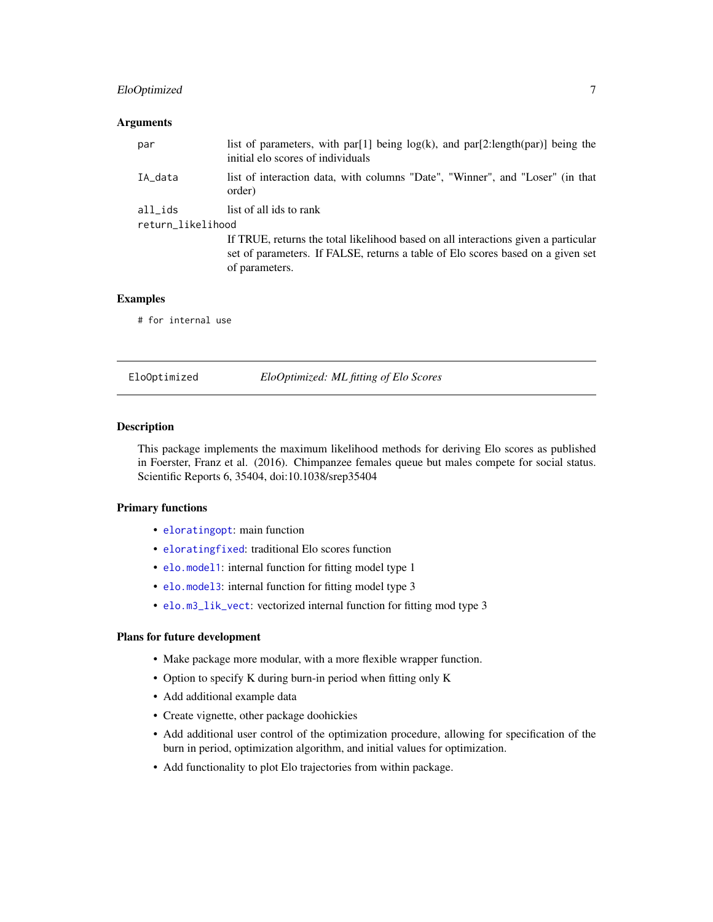### Arguments

- **par**: list of parameters, with par[1] being log(k), and par[2:length(par)] being the initial elo scores of individuals
- **IA_data**: list of interaction data, with columns "Date", "Winner", and "Loser" (in that order)
- **all_ids**: list of all ids to rank
- **return_likelihood**: If TRUE, returns the total likelihood based on all interactions given a particular set of parameters. If FALSE, returns a table of Elo scores based on a given set of parameters.

### Examples

```
# for internal use
```

---

## EloOptimized — *EloOptimized: ML fitting of Elo Scores*

---

### Description

This package implements the maximum likelihood methods for deriving Elo scores as published in Foerster, Franz et al. (2016). Chimpanzee females queue but males compete for social status. Scientific Reports 6, 35404, doi:10.1038/srep35404

### Primary functions

- `eloratingopt`: main function
- `eloratingfixed`: traditional Elo scores function
- `elo.model1`: internal function for fitting model type 1
- `elo.model3`: internal function for fitting model type 3
- `elo.m3_lik_vect`: vectorized internal function for fitting mod type 3

### Plans for future development

- Make package more modular, with a more flexible wrapper function.
- Option to specify K during burn-in period when fitting only K
- Add additional example data
- Create vignette, other package doohickies
- Add additional user control of the optimization procedure, allowing for specification of the burn in period, optimization algorithm, and initial values for optimization.
- Add functionality to plot Elo trajectories from within package.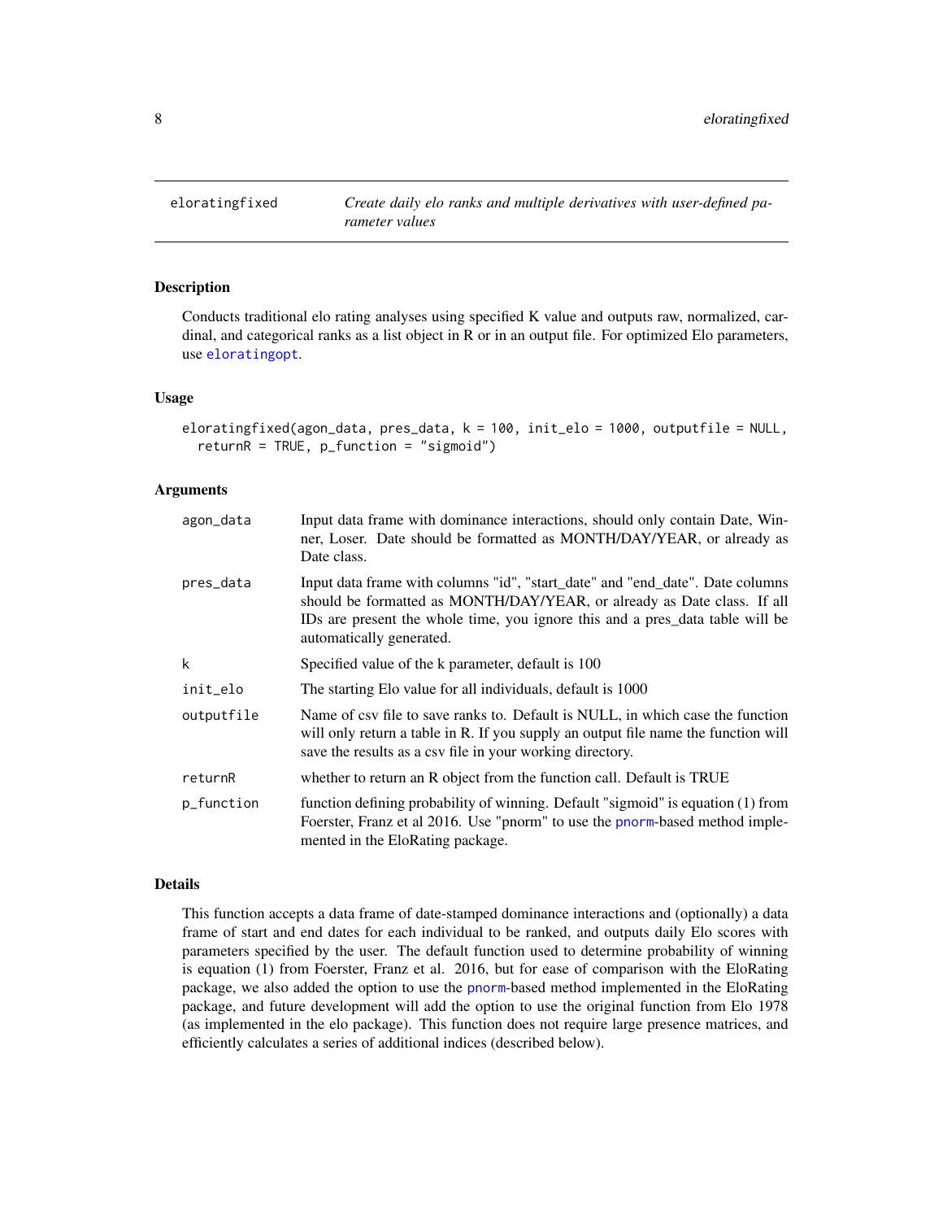eloratingfixed — *Create daily elo ranks and multiple derivatives with user-defined parameter values*

## Description

Conducts traditional elo rating analyses using specified K value and outputs raw, normalized, cardinal, and categorical ranks as a list object in R or in an output file. For optimized Elo parameters, use eloratingopt.

## Usage

```
eloratingfixed(agon_data, pres_data, k = 100, init_elo = 1000, outputfile = NULL,
  returnR = TRUE, p_function = "sigmoid")
```

## Arguments

| | |
|---|---|
| agon_data | Input data frame with dominance interactions, should only contain Date, Winner, Loser. Date should be formatted as MONTH/DAY/YEAR, or already as Date class. |
| pres_data | Input data frame with columns "id", "start_date" and "end_date". Date columns should be formatted as MONTH/DAY/YEAR, or already as Date class. If all IDs are present the whole time, you ignore this and a pres_data table will be automatically generated. |
| k | Specified value of the k parameter, default is 100 |
| init_elo | The starting Elo value for all individuals, default is 1000 |
| outputfile | Name of csv file to save ranks to. Default is NULL, in which case the function will only return a table in R. If you supply an output file name the function will save the results as a csv file in your working directory. |
| returnR | whether to return an R object from the function call. Default is TRUE |
| p_function | function defining probability of winning. Default "sigmoid" is equation (1) from Foerster, Franz et al 2016. Use "pnorm" to use the pnorm-based method implemented in the EloRating package. |

## Details

This function accepts a data frame of date-stamped dominance interactions and (optionally) a data frame of start and end dates for each individual to be ranked, and outputs daily Elo scores with parameters specified by the user. The default function used to determine probability of winning is equation (1) from Foerster, Franz et al. 2016, but for ease of comparison with the EloRating package, we also added the option to use the pnorm-based method implemented in the EloRating package, and future development will add the option to use the original function from Elo 1978 (as implemented in the elo package). This function does not require large presence matrices, and efficiently calculates a series of additional indices (described below).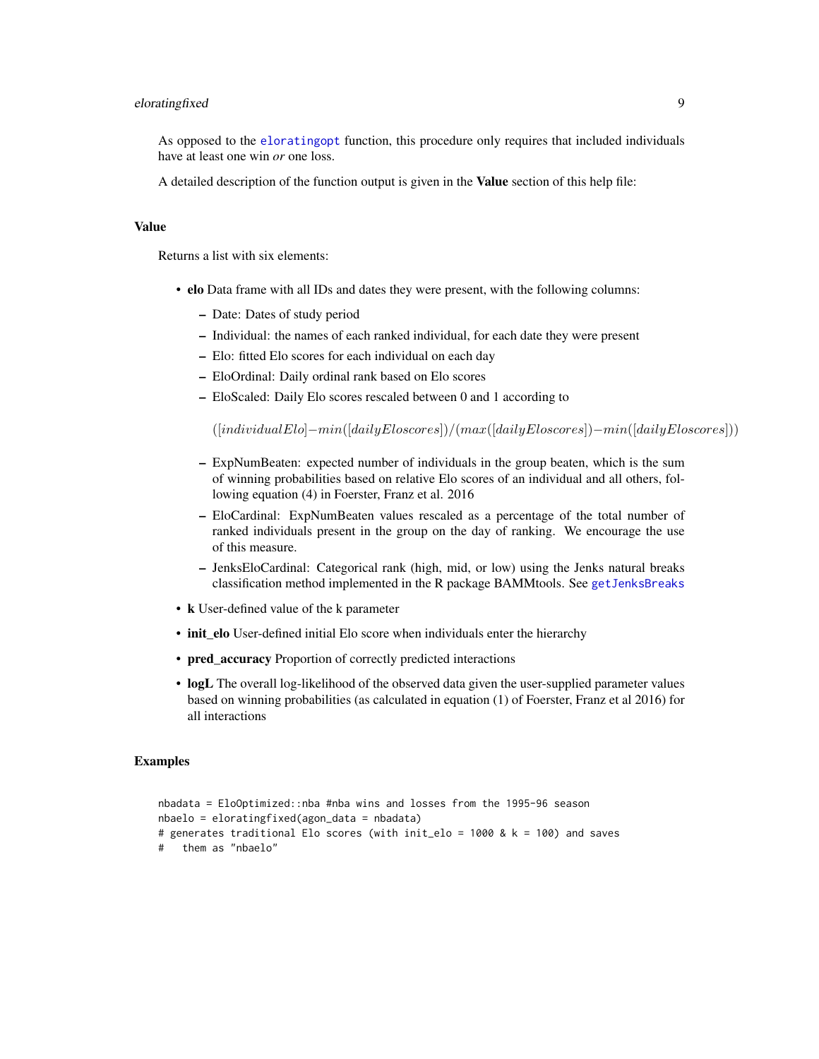As opposed to the eloratingopt function, this procedure only requires that included individuals have at least one win *or* one loss.

A detailed description of the function output is given in the **Value** section of this help file:

## Value

Returns a list with six elements:

- **elo** Data frame with all IDs and dates they were present, with the following columns:
  - Date: Dates of study period
  - Individual: the names of each ranked individual, for each date they were present
  - Elo: fitted Elo scores for each individual on each day
  - EloOrdinal: Daily ordinal rank based on Elo scores
  - EloScaled: Daily Elo scores rescaled between 0 and 1 according to

    $$([individualElo] - min([dailyEloscores])/(max([dailyEloscores]) - min([dailyEloscores]))$$

  - ExpNumBeaten: expected number of individuals in the group beaten, which is the sum of winning probabilities based on relative Elo scores of an individual and all others, following equation (4) in Foerster, Franz et al. 2016
  - EloCardinal: ExpNumBeaten values rescaled as a percentage of the total number of ranked individuals present in the group on the day of ranking. We encourage the use of this measure.
  - JenksEloCardinal: Categorical rank (high, mid, or low) using the Jenks natural breaks classification method implemented in the R package BAMMtools. See getJenksBreaks
- **k** User-defined value of the k parameter
- **init_elo** User-defined initial Elo score when individuals enter the hierarchy
- **pred_accuracy** Proportion of correctly predicted interactions
- **logL** The overall log-likelihood of the observed data given the user-supplied parameter values based on winning probabilities (as calculated in equation (1) of Foerster, Franz et al 2016) for all interactions

## Examples

```
nbadata = EloOptimized::nba #nba wins and losses from the 1995-96 season
nbaelo = eloratingfixed(agon_data = nbadata)
# generates traditional Elo scores (with init_elo = 1000 & k = 100) and saves
#   them as "nbaelo"
```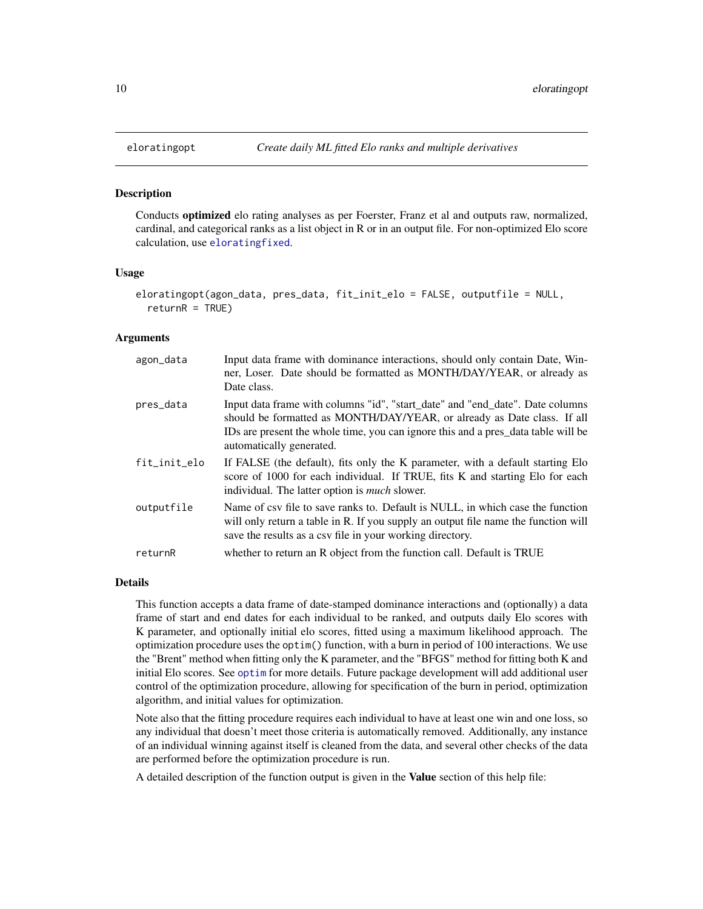## eloratingopt *Create daily ML fitted Elo ranks and multiple derivatives*

### Description

Conducts **optimized** elo rating analyses as per Foerster, Franz et al and outputs raw, normalized, cardinal, and categorical ranks as a list object in R or in an output file. For non-optimized Elo score calculation, use `eloratingfixed`.

### Usage

```
eloratingopt(agon_data, pres_data, fit_init_elo = FALSE, outputfile = NULL,
  returnR = TRUE)
```

### Arguments

| | |
|---|---|
| `agon_data` | Input data frame with dominance interactions, should only contain Date, Winner, Loser. Date should be formatted as MONTH/DAY/YEAR, or already as Date class. |
| `pres_data` | Input data frame with columns "id", "start_date" and "end_date". Date columns should be formatted as MONTH/DAY/YEAR, or already as Date class. If all IDs are present the whole time, you can ignore this and a pres_data table will be automatically generated. |
| `fit_init_elo` | If FALSE (the default), fits only the K parameter, with a default starting Elo score of 1000 for each individual. If TRUE, fits K and starting Elo for each individual. The latter option is *much* slower. |
| `outputfile` | Name of csv file to save ranks to. Default is NULL, in which case the function will only return a table in R. If you supply an output file name the function will save the results as a csv file in your working directory. |
| `returnR` | whether to return an R object from the function call. Default is TRUE |

### Details

This function accepts a data frame of date-stamped dominance interactions and (optionally) a data frame of start and end dates for each individual to be ranked, and outputs daily Elo scores with K parameter, and optionally initial elo scores, fitted using a maximum likelihood approach. The optimization procedure uses the `optim()` function, with a burn in period of 100 interactions. We use the "Brent" method when fitting only the K parameter, and the "BFGS" method for fitting both K and initial Elo scores. See `optim` for more details. Future package development will add additional user control of the optimization procedure, allowing for specification of the burn in period, optimization algorithm, and initial values for optimization.

Note also that the fitting procedure requires each individual to have at least one win and one loss, so any individual that doesn't meet those criteria is automatically removed. Additionally, any instance of an individual winning against itself is cleaned from the data, and several other checks of the data are performed before the optimization procedure is run.

A detailed description of the function output is given in the **Value** section of this help file: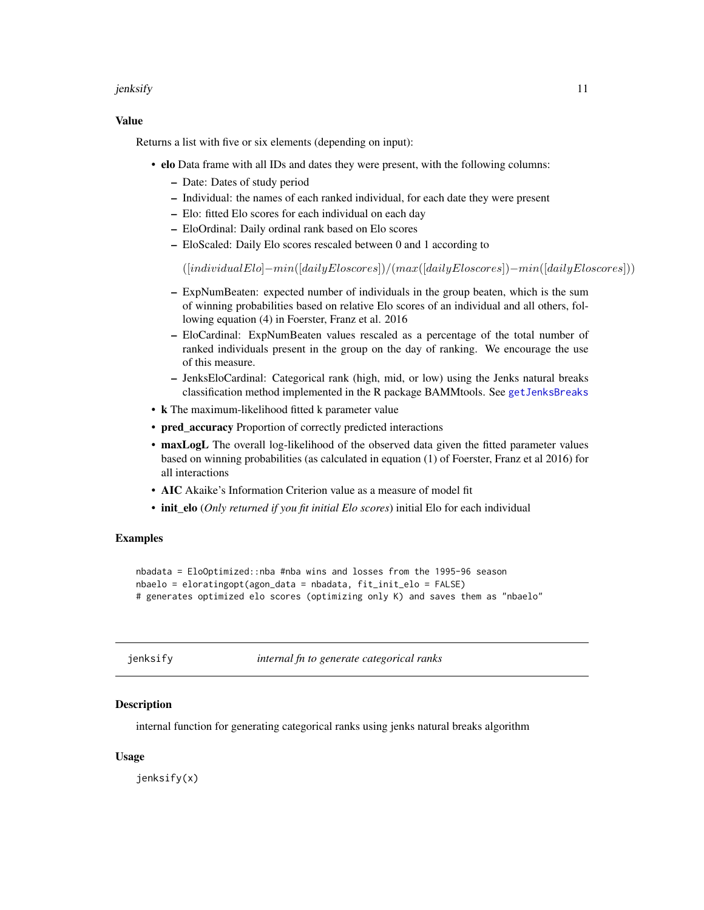## Value

Returns a list with five or six elements (depending on input):

- **elo** Data frame with all IDs and dates they were present, with the following columns:
  - Date: Dates of study period
  - Individual: the names of each ranked individual, for each date they were present
  - Elo: fitted Elo scores for each individual on each day
  - EloOrdinal: Daily ordinal rank based on Elo scores
  - EloScaled: Daily Elo scores rescaled between 0 and 1 according to

    $$([individualElo] - min([dailyEloscores])/(max([dailyEloscores]) - min([dailyEloscores]))$$

  - ExpNumBeaten: expected number of individuals in the group beaten, which is the sum of winning probabilities based on relative Elo scores of an individual and all others, following equation (4) in Foerster, Franz et al. 2016
  - EloCardinal: ExpNumBeaten values rescaled as a percentage of the total number of ranked individuals present in the group on the day of ranking. We encourage the use of this measure.
  - JenksEloCardinal: Categorical rank (high, mid, or low) using the Jenks natural breaks classification method implemented in the R package BAMMtools. See getJenksBreaks
- **k** The maximum-likelihood fitted k parameter value
- **pred_accuracy** Proportion of correctly predicted interactions
- **maxLogL** The overall log-likelihood of the observed data given the fitted parameter values based on winning probabilities (as calculated in equation (1) of Foerster, Franz et al 2016) for all interactions
- **AIC** Akaike's Information Criterion value as a measure of model fit
- **init_elo** (*Only returned if you fit initial Elo scores*) initial Elo for each individual

## Examples

```
nbadata = EloOptimized::nba #nba wins and losses from the 1995-96 season
nbaelo = eloratingopt(agon_data = nbadata, fit_init_elo = FALSE)
# generates optimized elo scores (optimizing only K) and saves them as "nbaelo"
```

---

# jenksify *internal fn to generate categorical ranks*

## Description

internal function for generating categorical ranks using jenks natural breaks algorithm

## Usage

```
jenksify(x)
```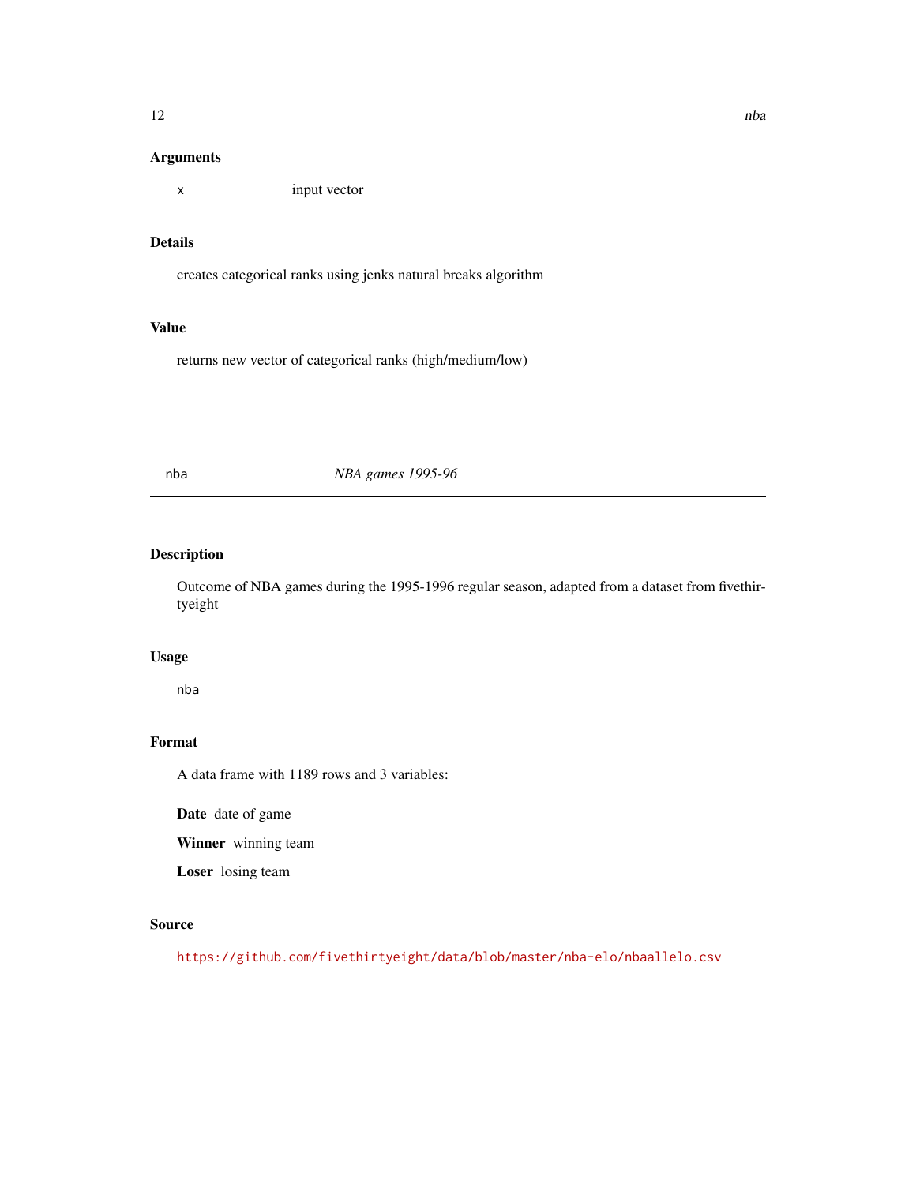### Arguments

x input vector

### Details

creates categorical ranks using jenks natural breaks algorithm

### Value

returns new vector of categorical ranks (high/medium/low)

---

## nba *NBA games 1995-96*

---

### Description

Outcome of NBA games during the 1995-1996 regular season, adapted from a dataset from fivethirtyeight

### Usage

```
nba
```

### Format

A data frame with 1189 rows and 3 variables:

**Date** date of game

**Winner** winning team

**Loser** losing team

### Source

https://github.com/fivethirtyeight/data/blob/master/nba-elo/nbaallelo.csv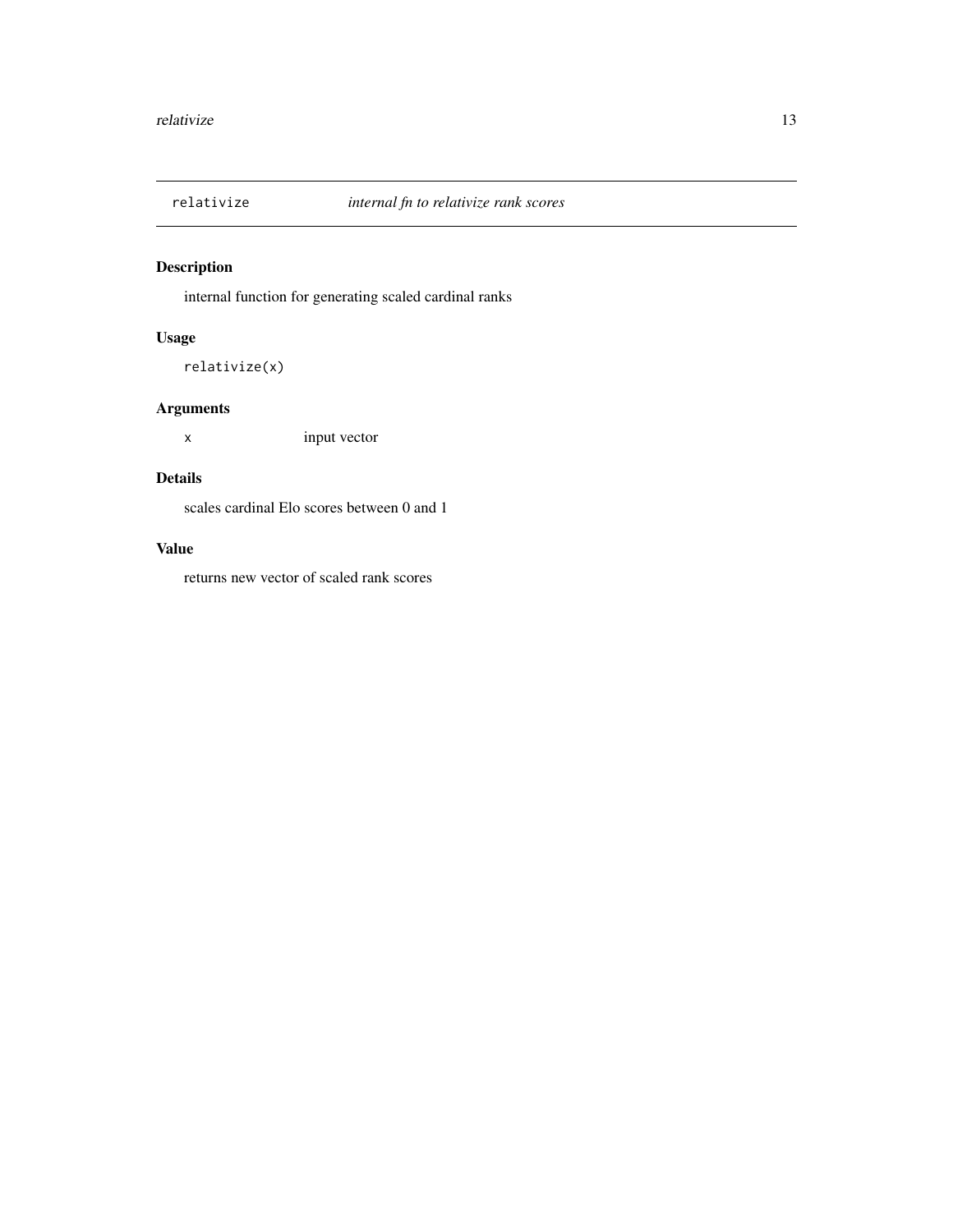## relativize *internal fn to relativize rank scores*

### Description

internal function for generating scaled cardinal ranks

### Usage

```
relativize(x)
```

### Arguments

| | |
|---|---|
| x | input vector |

### Details

scales cardinal Elo scores between 0 and 1

### Value

returns new vector of scaled rank scores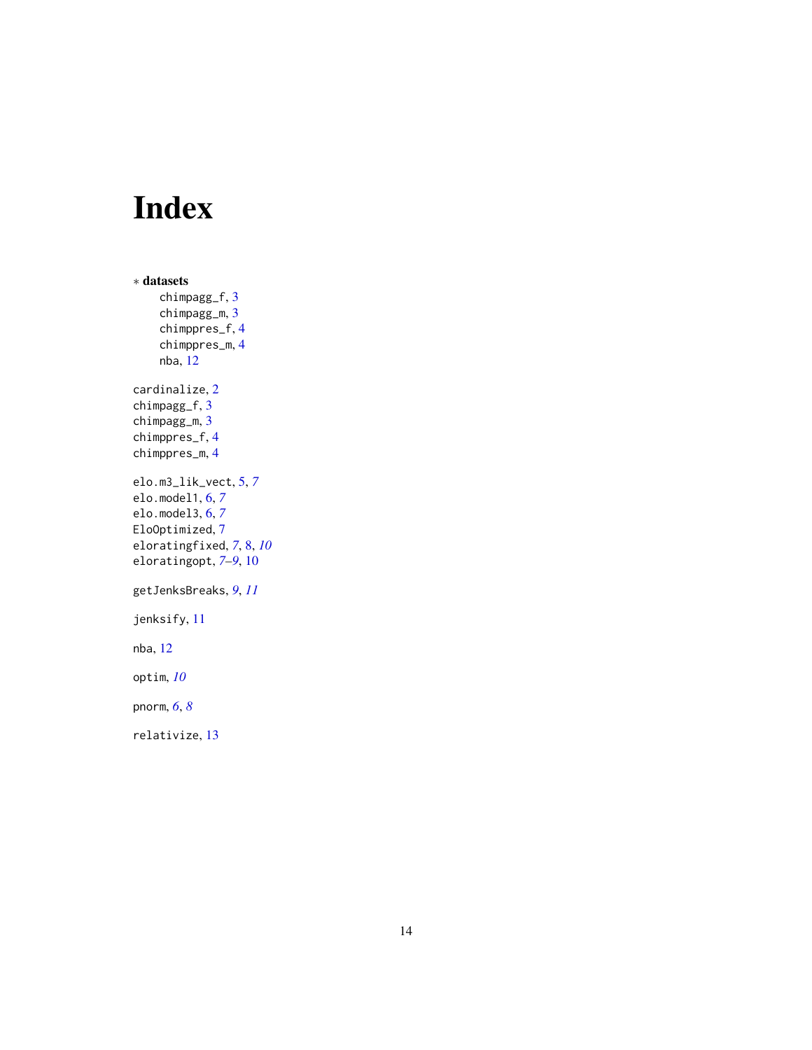# Index

∗ **datasets**

chimpagg_f, 3
chimpagg_m, 3
chimppres_f, 4
chimppres_m, 4
nba, 12

cardinalize, 2
chimpagg_f, 3
chimpagg_m, 3
chimppres_f, 4
chimppres_m, 4

elo.m3_lik_vect, 5, *7*
elo.model1, 6, *7*
elo.model3, 6, *7*
EloOptimized, 7
eloratingfixed, *7*, 8, *10*
eloratingopt, *7–9*, 10

getJenksBreaks, *9*, *11*

jenksify, 11

nba, 12

optim, *10*

pnorm, *6*, *8*

relativize, 13